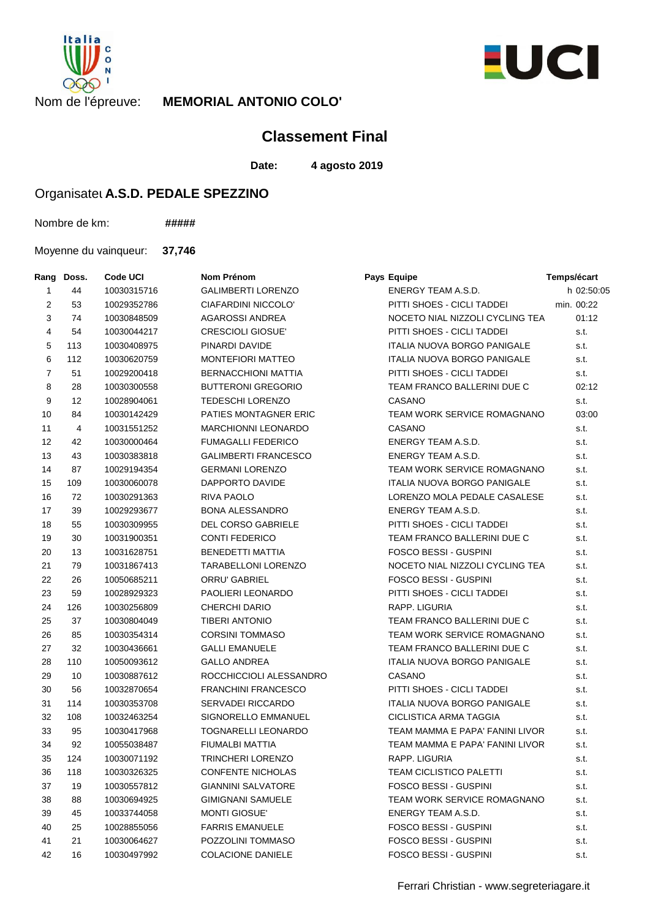Nom de l'épreuve: **MEMORIAL ANTONIO COLO'**

## Classement Final

**Date:** **4 agosto 2019**

Organisateı **A.S.D. PEDALE SPEZZINO**

Nombre de km: **#####**

Moyenne du vainqueur: **37,746**

| Rang | Doss. | Code UCI | Nom Prénom | Pays | Equipe | Temps/écart |
|---|---|---|---|---|---|---|
| 1 | 44 | 10030315716 | GALIMBERTI LORENZO | | ENERGY TEAM A.S.D. | h 02:50:05 |
| 2 | 53 | 10029352786 | CIAFARDINI NICCOLO' | | PITTI SHOES - CICLI TADDEI | min. 00:22 |
| 3 | 74 | 10030848509 | AGAROSSI ANDREA | | NOCETO NIAL NIZZOLI CYCLING TEA | 01:12 |
| 4 | 54 | 10030044217 | CRESCIOLI GIOSUE' | | PITTI SHOES - CICLI TADDEI | s.t. |
| 5 | 113 | 10030408975 | PINARDI DAVIDE | | ITALIA NUOVA BORGO PANIGALE | s.t. |
| 6 | 112 | 10030620759 | MONTEFIORI MATTEO | | ITALIA NUOVA BORGO PANIGALE | s.t. |
| 7 | 51 | 10029200418 | BERNACCHIONI MATTIA | | PITTI SHOES - CICLI TADDEI | s.t. |
| 8 | 28 | 10030300558 | BUTTERONI GREGORIO | | TEAM FRANCO BALLERINI DUE C | 02:12 |
| 9 | 12 | 10028904061 | TEDESCHI LORENZO | | CASANO | s.t. |
| 10 | 84 | 10030142429 | PATIES MONTAGNER ERIC | | TEAM WORK SERVICE ROMAGNANO | 03:00 |
| 11 | 4 | 10031551252 | MARCHIONNI LEONARDO | | CASANO | s.t. |
| 12 | 42 | 10030000464 | FUMAGALLI FEDERICO | | ENERGY TEAM A.S.D. | s.t. |
| 13 | 43 | 10030383818 | GALIMBERTI FRANCESCO | | ENERGY TEAM A.S.D. | s.t. |
| 14 | 87 | 10029194354 | GERMANI LORENZO | | TEAM WORK SERVICE ROMAGNANO | s.t. |
| 15 | 109 | 10030060078 | DAPPORTO DAVIDE | | ITALIA NUOVA BORGO PANIGALE | s.t. |
| 16 | 72 | 10030291363 | RIVA PAOLO | | LORENZO MOLA PEDALE CASALESE | s.t. |
| 17 | 39 | 10029293677 | BONA ALESSANDRO | | ENERGY TEAM A.S.D. | s.t. |
| 18 | 55 | 10030309955 | DEL CORSO GABRIELE | | PITTI SHOES - CICLI TADDEI | s.t. |
| 19 | 30 | 10031900351 | CONTI FEDERICO | | TEAM FRANCO BALLERINI DUE C | s.t. |
| 20 | 13 | 10031628751 | BENEDETTI MATTIA | | FOSCO BESSI - GUSPINI | s.t. |
| 21 | 79 | 10031867413 | TARABELLONI LORENZO | | NOCETO NIAL NIZZOLI CYCLING TEA | s.t. |
| 22 | 26 | 10050685211 | ORRU' GABRIEL | | FOSCO BESSI - GUSPINI | s.t. |
| 23 | 59 | 10028929323 | PAOLIERI LEONARDO | | PITTI SHOES - CICLI TADDEI | s.t. |
| 24 | 126 | 10030256809 | CHERCHI DARIO | | RAPP. LIGURIA | s.t. |
| 25 | 37 | 10030804049 | TIBERI ANTONIO | | TEAM FRANCO BALLERINI DUE C | s.t. |
| 26 | 85 | 10030354314 | CORSINI TOMMASO | | TEAM WORK SERVICE ROMAGNANO | s.t. |
| 27 | 32 | 10030436661 | GALLI EMANUELE | | TEAM FRANCO BALLERINI DUE C | s.t. |
| 28 | 110 | 10050093612 | GALLO ANDREA | | ITALIA NUOVA BORGO PANIGALE | s.t. |
| 29 | 10 | 10030887612 | ROCCHICCIOLI ALESSANDRO | | CASANO | s.t. |
| 30 | 56 | 10032870654 | FRANCHINI FRANCESCO | | PITTI SHOES - CICLI TADDEI | s.t. |
| 31 | 114 | 10030353708 | SERVADEI RICCARDO | | ITALIA NUOVA BORGO PANIGALE | s.t. |
| 32 | 108 | 10032463254 | SIGNORELLO EMMANUEL | | CICLISTICA ARMA TAGGIA | s.t. |
| 33 | 95 | 10030417968 | TOGNARELLI LEONARDO | | TEAM MAMMA E PAPA' FANINI LIVOR | s.t. |
| 34 | 92 | 10055038487 | FIUMALBI MATTIA | | TEAM MAMMA E PAPA' FANINI LIVOR | s.t. |
| 35 | 124 | 10030071192 | TRINCHERI LORENZO | | RAPP. LIGURIA | s.t. |
| 36 | 118 | 10030326325 | CONFENTE NICHOLAS | | TEAM CICLISTICO PALETTI | s.t. |
| 37 | 19 | 10030557812 | GIANNINI SALVATORE | | FOSCO BESSI - GUSPINI | s.t. |
| 38 | 88 | 10030694925 | GIMIGNANI SAMUELE | | TEAM WORK SERVICE ROMAGNANO | s.t. |
| 39 | 45 | 10033744058 | MONTI GIOSUE' | | ENERGY TEAM A.S.D. | s.t. |
| 40 | 25 | 10028855056 | FARRIS EMANUELE | | FOSCO BESSI - GUSPINI | s.t. |
| 41 | 21 | 10030064627 | POZZOLINI TOMMASO | | FOSCO BESSI - GUSPINI | s.t. |
| 42 | 16 | 10030497992 | COLACIONE DANIELE | | FOSCO BESSI - GUSPINI | s.t. |

Ferrari Christian - www.segreteriagare.it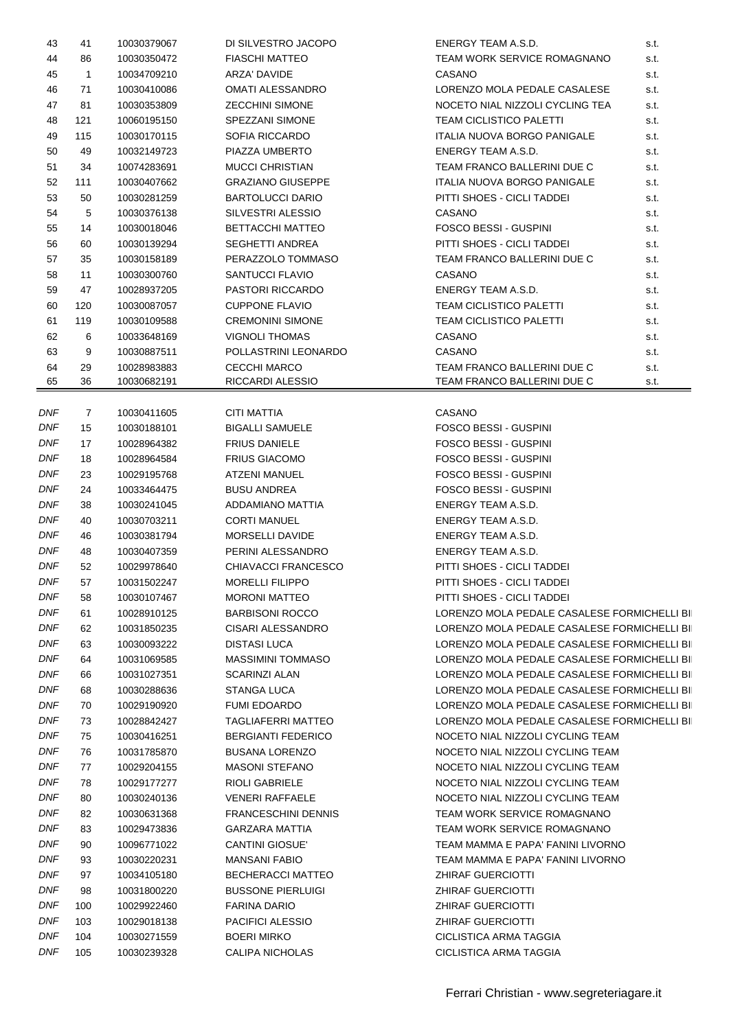| | | | | | |
|---|---|---|---|---|---|
| 43 | 41 | 10030379067 | DI SILVESTRO JACOPO | ENERGY TEAM A.S.D. | s.t. |
| 44 | 86 | 10030350472 | FIASCHI MATTEO | TEAM WORK SERVICE ROMAGNANO | s.t. |
| 45 | 1 | 10034709210 | ARZA' DAVIDE | CASANO | s.t. |
| 46 | 71 | 10030410086 | OMATI ALESSANDRO | LORENZO MOLA PEDALE CASALESE | s.t. |
| 47 | 81 | 10030353809 | ZECCHINI SIMONE | NOCETO NIAL NIZZOLI CYCLING TEA | s.t. |
| 48 | 121 | 10060195150 | SPEZZANI SIMONE | TEAM CICLISTICO PALETTI | s.t. |
| 49 | 115 | 10030170115 | SOFIA RICCARDO | ITALIA NUOVA BORGO PANIGALE | s.t. |
| 50 | 49 | 10032149723 | PIAZZA UMBERTO | ENERGY TEAM A.S.D. | s.t. |
| 51 | 34 | 10074283691 | MUCCI CHRISTIAN | TEAM FRANCO BALLERINI DUE C | s.t. |
| 52 | 111 | 10030407662 | GRAZIANO GIUSEPPE | ITALIA NUOVA BORGO PANIGALE | s.t. |
| 53 | 50 | 10030281259 | BARTOLUCCI DARIO | PITTI SHOES - CICLI TADDEI | s.t. |
| 54 | 5 | 10030376138 | SILVESTRI ALESSIO | CASANO | s.t. |
| 55 | 14 | 10030018046 | BETTACCHI MATTEO | FOSCO BESSI - GUSPINI | s.t. |
| 56 | 60 | 10030139294 | SEGHETTI ANDREA | PITTI SHOES - CICLI TADDEI | s.t. |
| 57 | 35 | 10030158189 | PERAZZOLO TOMMASO | TEAM FRANCO BALLERINI DUE C | s.t. |
| 58 | 11 | 10030300760 | SANTUCCI FLAVIO | CASANO | s.t. |
| 59 | 47 | 10028937205 | PASTORI RICCARDO | ENERGY TEAM A.S.D. | s.t. |
| 60 | 120 | 10030087057 | CUPPONE FLAVIO | TEAM CICLISTICO PALETTI | s.t. |
| 61 | 119 | 10030109588 | CREMONINI SIMONE | TEAM CICLISTICO PALETTI | s.t. |
| 62 | 6 | 10033648169 | VIGNOLI THOMAS | CASANO | s.t. |
| 63 | 9 | 10030887511 | POLLASTRINI LEONARDO | CASANO | s.t. |
| 64 | 29 | 10028983883 | CECCHI MARCO | TEAM FRANCO BALLERINI DUE C | s.t. |
| 65 | 36 | 10030682191 | RICCARDI ALESSIO | TEAM FRANCO BALLERINI DUE C | s.t. |

| | | | | |
|---|---|---|---|---|
| DNF | 7 | 10030411605 | CITI MATTIA | CASANO |
| DNF | 15 | 10030188101 | BIGALLI SAMUELE | FOSCO BESSI - GUSPINI |
| DNF | 17 | 10028964382 | FRIUS DANIELE | FOSCO BESSI - GUSPINI |
| DNF | 18 | 10028964584 | FRIUS GIACOMO | FOSCO BESSI - GUSPINI |
| DNF | 23 | 10029195768 | ATZENI MANUEL | FOSCO BESSI - GUSPINI |
| DNF | 24 | 10033464475 | BUSU ANDREA | FOSCO BESSI - GUSPINI |
| DNF | 38 | 10030241045 | ADDAMIANO MATTIA | ENERGY TEAM A.S.D. |
| DNF | 40 | 10030703211 | CORTI MANUEL | ENERGY TEAM A.S.D. |
| DNF | 46 | 10030381794 | MORSELLI DAVIDE | ENERGY TEAM A.S.D. |
| DNF | 48 | 10030407359 | PERINI ALESSANDRO | ENERGY TEAM A.S.D. |
| DNF | 52 | 10029978640 | CHIAVACCI FRANCESCO | PITTI SHOES - CICLI TADDEI |
| DNF | 57 | 10031502247 | MORELLI FILIPPO | PITTI SHOES - CICLI TADDEI |
| DNF | 58 | 10030107467 | MORONI MATTEO | PITTI SHOES - CICLI TADDEI |
| DNF | 61 | 10028910125 | BARBISONI ROCCO | LORENZO MOLA PEDALE CASALESE FORMICHELLI BI |
| DNF | 62 | 10031850235 | CISARI ALESSANDRO | LORENZO MOLA PEDALE CASALESE FORMICHELLI BI |
| DNF | 63 | 10030093222 | DISTASI LUCA | LORENZO MOLA PEDALE CASALESE FORMICHELLI BI |
| DNF | 64 | 10031069585 | MASSIMINI TOMMASO | LORENZO MOLA PEDALE CASALESE FORMICHELLI BI |
| DNF | 66 | 10031027351 | SCARINZI ALAN | LORENZO MOLA PEDALE CASALESE FORMICHELLI BI |
| DNF | 68 | 10030288636 | STANGA LUCA | LORENZO MOLA PEDALE CASALESE FORMICHELLI BI |
| DNF | 70 | 10029190920 | FUMI EDOARDO | LORENZO MOLA PEDALE CASALESE FORMICHELLI BI |
| DNF | 73 | 10028842427 | TAGLIAFERRI MATTEO | LORENZO MOLA PEDALE CASALESE FORMICHELLI BI |
| DNF | 75 | 10030416251 | BERGIANTI FEDERICO | NOCETO NIAL NIZZOLI CYCLING TEAM |
| DNF | 76 | 10031785870 | BUSANA LORENZO | NOCETO NIAL NIZZOLI CYCLING TEAM |
| DNF | 77 | 10029204155 | MASONI STEFANO | NOCETO NIAL NIZZOLI CYCLING TEAM |
| DNF | 78 | 10029177277 | RIOLI GABRIELE | NOCETO NIAL NIZZOLI CYCLING TEAM |
| DNF | 80 | 10030240136 | VENERI RAFFAELE | NOCETO NIAL NIZZOLI CYCLING TEAM |
| DNF | 82 | 10030631368 | FRANCESCHINI DENNIS | TEAM WORK SERVICE ROMAGNANO |
| DNF | 83 | 10029473836 | GARZARA MATTIA | TEAM WORK SERVICE ROMAGNANO |
| DNF | 90 | 10096771022 | CANTINI GIOSUE' | TEAM MAMMA E PAPA' FANINI LIVORNO |
| DNF | 93 | 10030220231 | MANSANI FABIO | TEAM MAMMA E PAPA' FANINI LIVORNO |
| DNF | 97 | 10034105180 | BECHERACCI MATTEO | ZHIRAF GUERCIOTTI |
| DNF | 98 | 10031800220 | BUSSONE PIERLUIGI | ZHIRAF GUERCIOTTI |
| DNF | 100 | 10029922460 | FARINA DARIO | ZHIRAF GUERCIOTTI |
| DNF | 103 | 10029018138 | PACIFICI ALESSIO | ZHIRAF GUERCIOTTI |
| DNF | 104 | 10030271559 | BOERI MIRKO | CICLISTICA ARMA TAGGIA |
| DNF | 105 | 10030239328 | CALIPA NICHOLAS | CICLISTICA ARMA TAGGIA |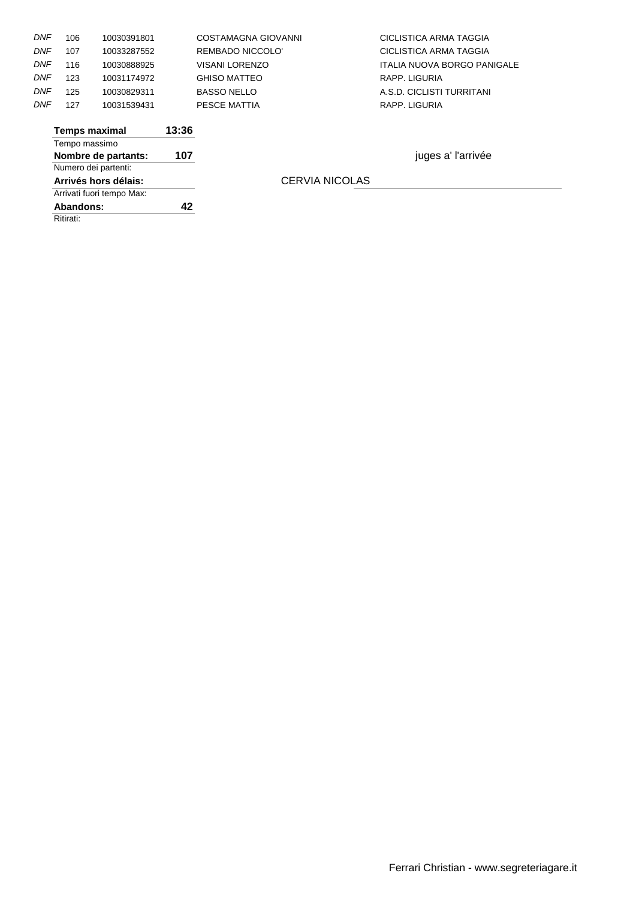| | | | | |
|---|---|---|---|---|
| *DNF* | 106 | 10030391801 | COSTAMAGNA GIOVANNI | CICLISTICA ARMA TAGGIA |
| *DNF* | 107 | 10033287552 | REMBADO NICCOLO' | CICLISTICA ARMA TAGGIA |
| *DNF* | 116 | 10030888925 | VISANI LORENZO | ITALIA NUOVA BORGO PANIGALE |
| *DNF* | 123 | 10031174972 | GHISO MATTEO | RAPP. LIGURIA |
| *DNF* | 125 | 10030829311 | BASSO NELLO | A.S.D. CICLISTI TURRITANI |
| *DNF* | 127 | 10031539431 | PESCE MATTIA | RAPP. LIGURIA |

| | |
|---|---|
| **Temps maximal** | **13:36** |
| Tempo massimo | |
| **Nombre de partants:** | **107** |
| Numero dei partenti: | |
| **Arrivés hors délais:** | |
| Arrivati fuori tempo Max: | |
| **Abandons:** | **42** |
| Ritirati: | |

juges a' l'arrivée

CERVIA NICOLAS

Ferrari Christian - www.segreteriagare.it